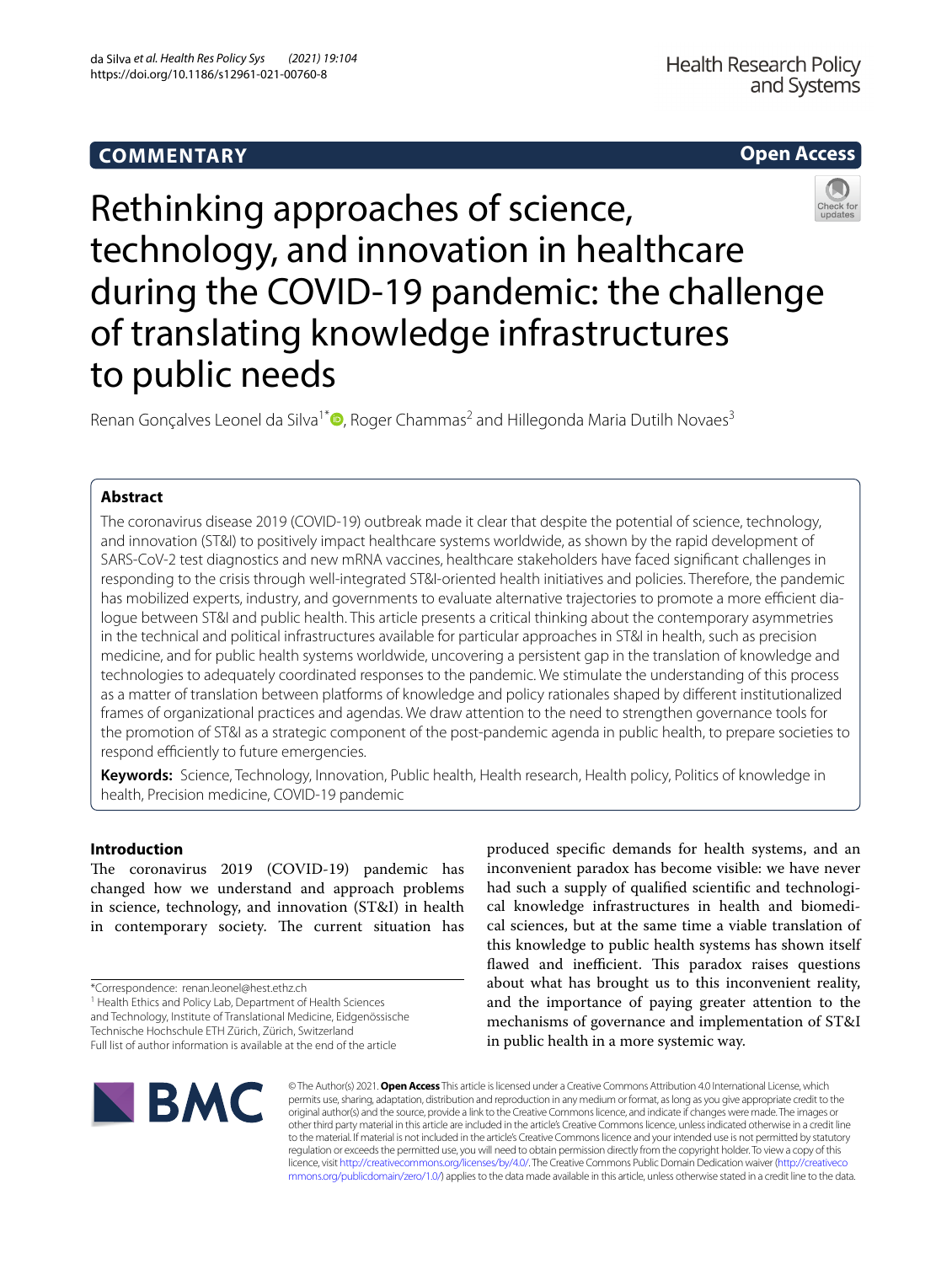COMMENTARY

Open Access

# Rethinking approaches of science, technology, and innovation in healthcare during the COVID-19 pandemic: the challenge of translating knowledge infrastructures to public needs

Renan Gonçalves Leonel da Silva[1*], Roger Chammas[2] and Hillegonda Maria Dutilh Novaes[3]

## Abstract

The coronavirus disease 2019 (COVID-19) outbreak made it clear that despite the potential of science, technology, and innovation (ST&I) to positively impact healthcare systems worldwide, as shown by the rapid development of SARS-CoV-2 test diagnostics and new mRNA vaccines, healthcare stakeholders have faced significant challenges in responding to the crisis through well-integrated ST&I-oriented health initiatives and policies. Therefore, the pandemic has mobilized experts, industry, and governments to evaluate alternative trajectories to promote a more efficient dialogue between ST&I and public health. This article presents a critical thinking about the contemporary asymmetries in the technical and political infrastructures available for particular approaches in ST&I in health, such as precision medicine, and for public health systems worldwide, uncovering a persistent gap in the translation of knowledge and technologies to adequately coordinated responses to the pandemic. We stimulate the understanding of this process as a matter of translation between platforms of knowledge and policy rationales shaped by different institutionalized frames of organizational practices and agendas. We draw attention to the need to strengthen governance tools for the promotion of ST&I as a strategic component of the post-pandemic agenda in public health, to prepare societies to respond efficiently to future emergencies.

**Keywords:** Science, Technology, Innovation, Public health, Health research, Health policy, Politics of knowledge in health, Precision medicine, COVID-19 pandemic

## Introduction

The coronavirus 2019 (COVID-19) pandemic has changed how we understand and approach problems in science, technology, and innovation (ST&I) in health in contemporary society. The current situation has produced specific demands for health systems, and an inconvenient paradox has become visible: we have never had such a supply of qualified scientific and technological knowledge infrastructures in health and biomedical sciences, but at the same time a viable translation of this knowledge to public health systems has shown itself flawed and inefficient. This paradox raises questions about what has brought us to this inconvenient reality, and the importance of paying greater attention to the mechanisms of governance and implementation of ST&I in public health in a more systemic way.

*Correspondence: renan.leonel@hest.ethz.ch

[1] Health Ethics and Policy Lab, Department of Health Sciences and Technology, Institute of Translational Medicine, Eidgenössische Technische Hochschule ETH Zürich, Zürich, Switzerland

Full list of author information is available at the end of the article

© The Author(s) 2021. **Open Access** This article is licensed under a Creative Commons Attribution 4.0 International License, which permits use, sharing, adaptation, distribution and reproduction in any medium or format, as long as you give appropriate credit to the original author(s) and the source, provide a link to the Creative Commons licence, and indicate if changes were made. The images or other third party material in this article are included in the article's Creative Commons licence, unless indicated otherwise in a credit line to the material. If material is not included in the article's Creative Commons licence and your intended use is not permitted by statutory regulation or exceeds the permitted use, you will need to obtain permission directly from the copyright holder. To view a copy of this licence, visit http://creativecommons.org/licenses/by/4.0/. The Creative Commons Public Domain Dedication waiver (http://creativecommons.org/publicdomain/zero/1.0/) applies to the data made available in this article, unless otherwise stated in a credit line to the data.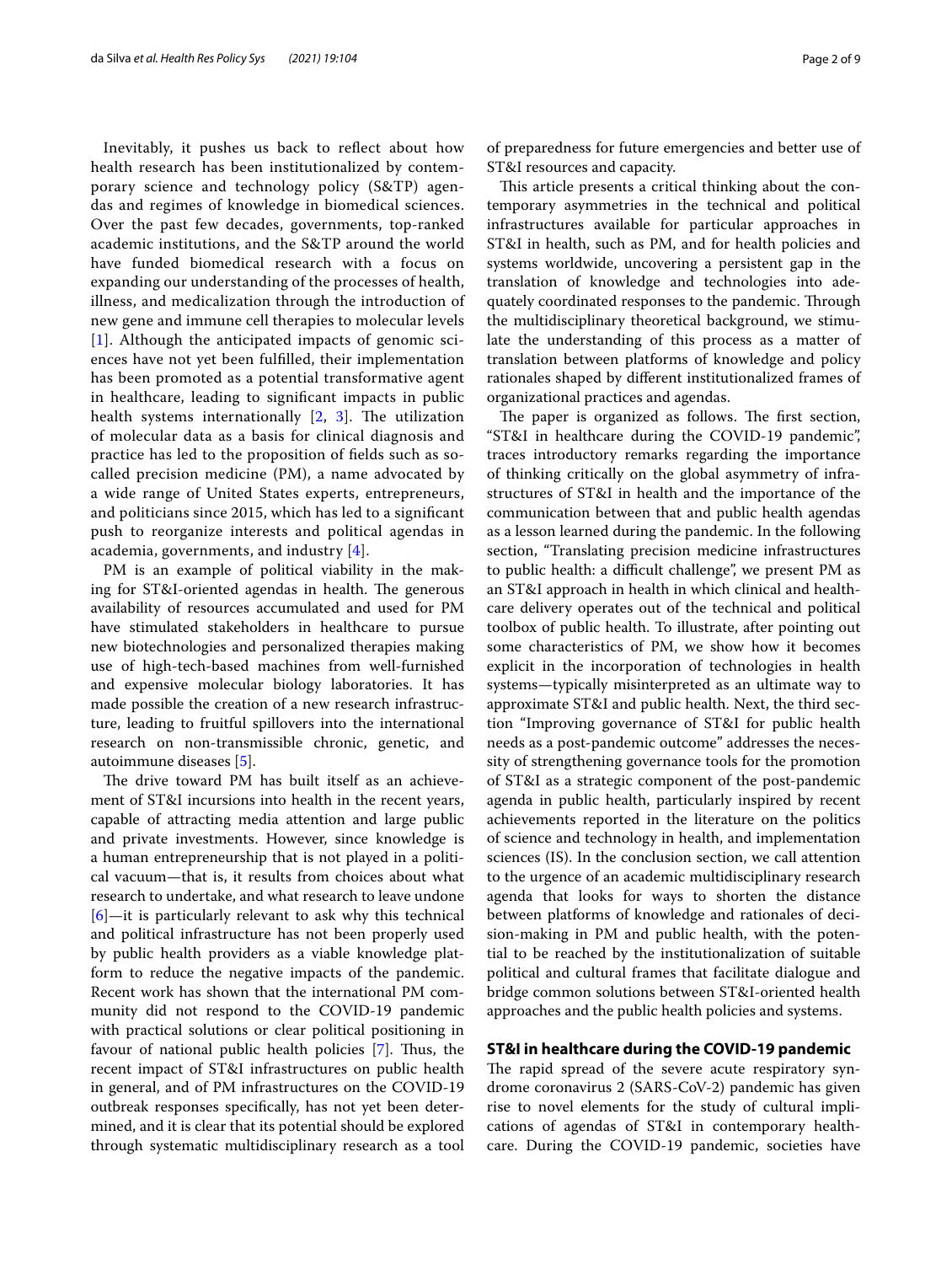Inevitably, it pushes us back to reflect about how health research has been institutionalized by contemporary science and technology policy (S&TP) agendas and regimes of knowledge in biomedical sciences. Over the past few decades, governments, top-ranked academic institutions, and the S&TP around the world have funded biomedical research with a focus on expanding our understanding of the processes of health, illness, and medicalization through the introduction of new gene and immune cell therapies to molecular levels [1]. Although the anticipated impacts of genomic sciences have not yet been fulfilled, their implementation has been promoted as a potential transformative agent in healthcare, leading to significant impacts in public health systems internationally [2, 3]. The utilization of molecular data as a basis for clinical diagnosis and practice has led to the proposition of fields such as so-called precision medicine (PM), a name advocated by a wide range of United States experts, entrepreneurs, and politicians since 2015, which has led to a significant push to reorganize interests and political agendas in academia, governments, and industry [4].

PM is an example of political viability in the making for ST&I-oriented agendas in health. The generous availability of resources accumulated and used for PM have stimulated stakeholders in healthcare to pursue new biotechnologies and personalized therapies making use of high-tech-based machines from well-furnished and expensive molecular biology laboratories. It has made possible the creation of a new research infrastructure, leading to fruitful spillovers into the international research on non-transmissible chronic, genetic, and autoimmune diseases [5].

The drive toward PM has built itself as an achievement of ST&I incursions into health in the recent years, capable of attracting media attention and large public and private investments. However, since knowledge is a human entrepreneurship that is not played in a political vacuum—that is, it results from choices about what research to undertake, and what research to leave undone [6]—it is particularly relevant to ask why this technical and political infrastructure has not been properly used by public health providers as a viable knowledge platform to reduce the negative impacts of the pandemic. Recent work has shown that the international PM community did not respond to the COVID-19 pandemic with practical solutions or clear political positioning in favour of national public health policies [7]. Thus, the recent impact of ST&I infrastructures on public health in general, and of PM infrastructures on the COVID-19 outbreak responses specifically, has not yet been determined, and it is clear that its potential should be explored through systematic multidisciplinary research as a tool of preparedness for future emergencies and better use of ST&I resources and capacity.

This article presents a critical thinking about the contemporary asymmetries in the technical and political infrastructures available for particular approaches in ST&I in health, such as PM, and for health policies and systems worldwide, uncovering a persistent gap in the translation of knowledge and technologies into adequately coordinated responses to the pandemic. Through the multidisciplinary theoretical background, we stimulate the understanding of this process as a matter of translation between platforms of knowledge and policy rationales shaped by different institutionalized frames of organizational practices and agendas.

The paper is organized as follows. The first section, "ST&I in healthcare during the COVID-19 pandemic", traces introductory remarks regarding the importance of thinking critically on the global asymmetry of infrastructures of ST&I in health and the importance of the communication between that and public health agendas as a lesson learned during the pandemic. In the following section, "Translating precision medicine infrastructures to public health: a difficult challenge", we present PM as an ST&I approach in health in which clinical and healthcare delivery operates out of the technical and political toolbox of public health. To illustrate, after pointing out some characteristics of PM, we show how it becomes explicit in the incorporation of technologies in health systems—typically misinterpreted as an ultimate way to approximate ST&I and public health. Next, the third section "Improving governance of ST&I for public health needs as a post-pandemic outcome" addresses the necessity of strengthening governance tools for the promotion of ST&I as a strategic component of the post-pandemic agenda in public health, particularly inspired by recent achievements reported in the literature on the politics of science and technology in health, and implementation sciences (IS). In the conclusion section, we call attention to the urgence of an academic multidisciplinary research agenda that looks for ways to shorten the distance between platforms of knowledge and rationales of decision-making in PM and public health, with the potential to be reached by the institutionalization of suitable political and cultural frames that facilitate dialogue and bridge common solutions between ST&I-oriented health approaches and the public health policies and systems.

## ST&I in healthcare during the COVID-19 pandemic

The rapid spread of the severe acute respiratory syndrome coronavirus 2 (SARS-CoV-2) pandemic has given rise to novel elements for the study of cultural implications of agendas of ST&I in contemporary healthcare. During the COVID-19 pandemic, societies have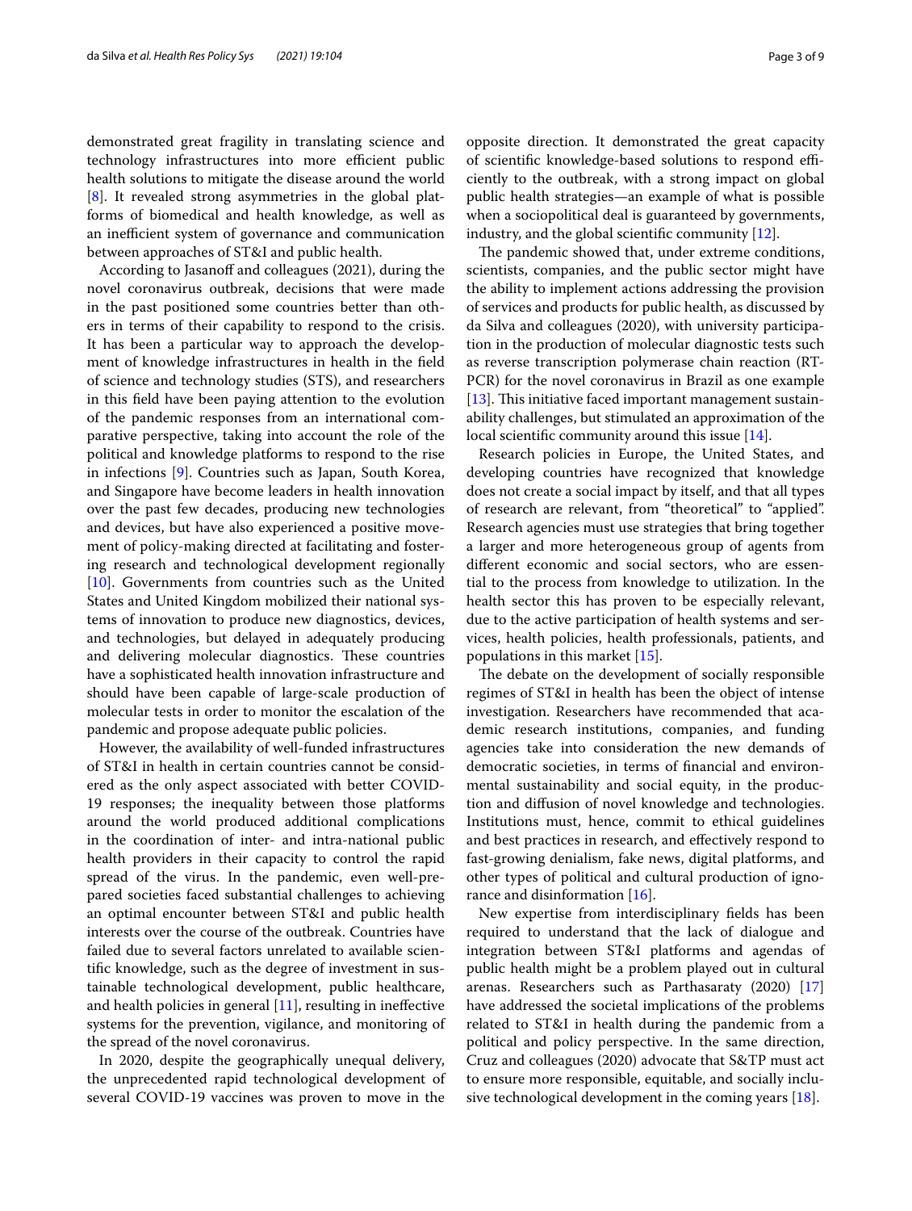demonstrated great fragility in translating science and technology infrastructures into more efficient public health solutions to mitigate the disease around the world [8]. It revealed strong asymmetries in the global platforms of biomedical and health knowledge, as well as an inefficient system of governance and communication between approaches of ST&I and public health.

According to Jasanoff and colleagues (2021), during the novel coronavirus outbreak, decisions that were made in the past positioned some countries better than others in terms of their capability to respond to the crisis. It has been a particular way to approach the development of knowledge infrastructures in health in the field of science and technology studies (STS), and researchers in this field have been paying attention to the evolution of the pandemic responses from an international comparative perspective, taking into account the role of the political and knowledge platforms to respond to the rise in infections [9]. Countries such as Japan, South Korea, and Singapore have become leaders in health innovation over the past few decades, producing new technologies and devices, but have also experienced a positive movement of policy-making directed at facilitating and fostering research and technological development regionally [10]. Governments from countries such as the United States and United Kingdom mobilized their national systems of innovation to produce new diagnostics, devices, and technologies, but delayed in adequately producing and delivering molecular diagnostics. These countries have a sophisticated health innovation infrastructure and should have been capable of large-scale production of molecular tests in order to monitor the escalation of the pandemic and propose adequate public policies.

However, the availability of well-funded infrastructures of ST&I in health in certain countries cannot be considered as the only aspect associated with better COVID-19 responses; the inequality between those platforms around the world produced additional complications in the coordination of inter- and intra-national public health providers in their capacity to control the rapid spread of the virus. In the pandemic, even well-prepared societies faced substantial challenges to achieving an optimal encounter between ST&I and public health interests over the course of the outbreak. Countries have failed due to several factors unrelated to available scientific knowledge, such as the degree of investment in sustainable technological development, public healthcare, and health policies in general [11], resulting in ineffective systems for the prevention, vigilance, and monitoring of the spread of the novel coronavirus.

In 2020, despite the geographically unequal delivery, the unprecedented rapid technological development of several COVID-19 vaccines was proven to move in the opposite direction. It demonstrated the great capacity of scientific knowledge-based solutions to respond efficiently to the outbreak, with a strong impact on global public health strategies—an example of what is possible when a sociopolitical deal is guaranteed by governments, industry, and the global scientific community [12].

The pandemic showed that, under extreme conditions, scientists, companies, and the public sector might have the ability to implement actions addressing the provision of services and products for public health, as discussed by da Silva and colleagues (2020), with university participation in the production of molecular diagnostic tests such as reverse transcription polymerase chain reaction (RT-PCR) for the novel coronavirus in Brazil as one example [13]. This initiative faced important management sustainability challenges, but stimulated an approximation of the local scientific community around this issue [14].

Research policies in Europe, the United States, and developing countries have recognized that knowledge does not create a social impact by itself, and that all types of research are relevant, from "theoretical" to "applied". Research agencies must use strategies that bring together a larger and more heterogeneous group of agents from different economic and social sectors, who are essential to the process from knowledge to utilization. In the health sector this has proven to be especially relevant, due to the active participation of health systems and services, health policies, health professionals, patients, and populations in this market [15].

The debate on the development of socially responsible regimes of ST&I in health has been the object of intense investigation. Researchers have recommended that academic research institutions, companies, and funding agencies take into consideration the new demands of democratic societies, in terms of financial and environmental sustainability and social equity, in the production and diffusion of novel knowledge and technologies. Institutions must, hence, commit to ethical guidelines and best practices in research, and effectively respond to fast-growing denialism, fake news, digital platforms, and other types of political and cultural production of ignorance and disinformation [16].

New expertise from interdisciplinary fields has been required to understand that the lack of dialogue and integration between ST&I platforms and agendas of public health might be a problem played out in cultural arenas. Researchers such as Parthasaraty (2020) [17] have addressed the societal implications of the problems related to ST&I in health during the pandemic from a political and policy perspective. In the same direction, Cruz and colleagues (2020) advocate that S&TP must act to ensure more responsible, equitable, and socially inclusive technological development in the coming years [18].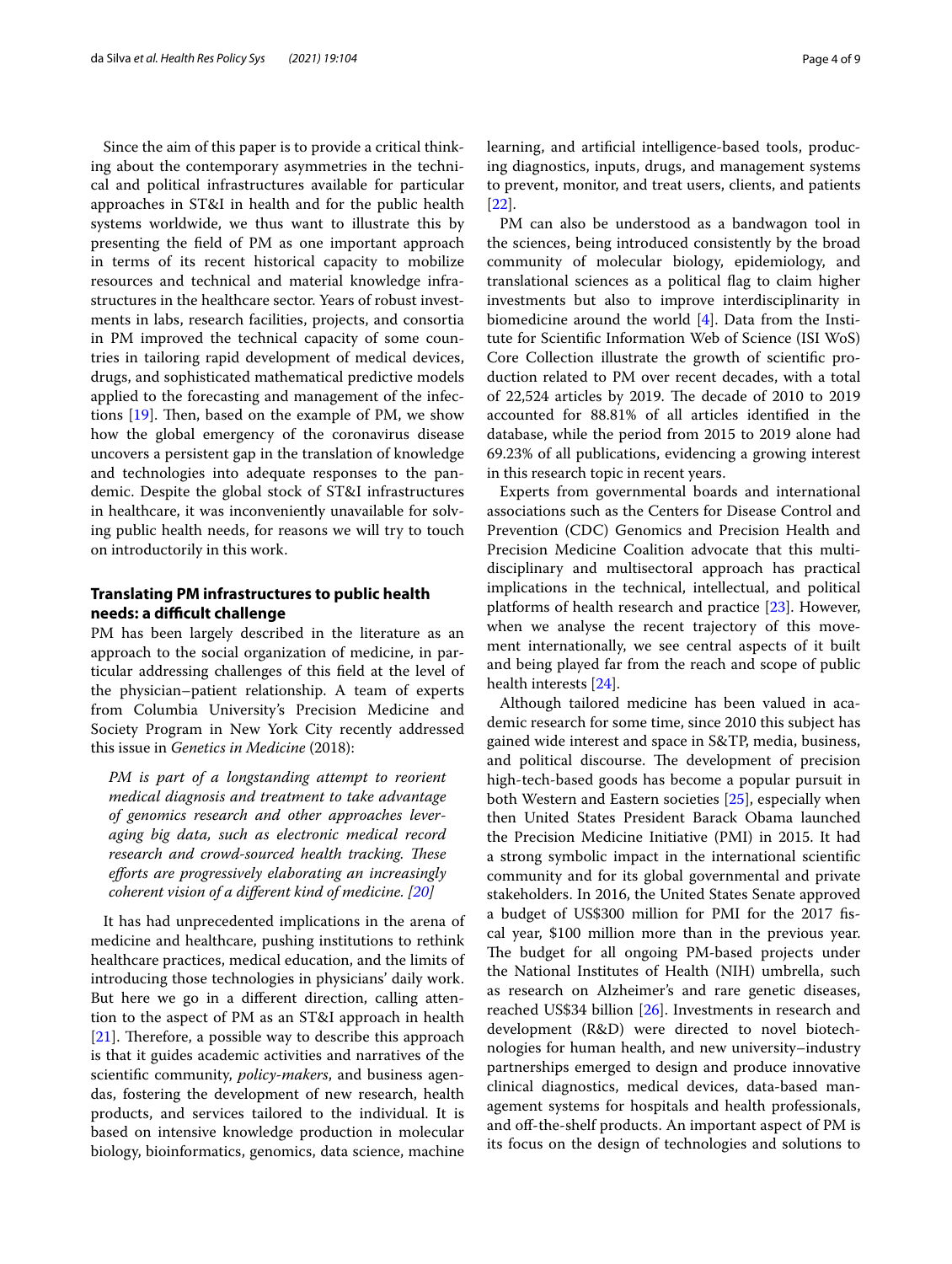Since the aim of this paper is to provide a critical thinking about the contemporary asymmetries in the technical and political infrastructures available for particular approaches in ST&I in health and for the public health systems worldwide, we thus want to illustrate this by presenting the field of PM as one important approach in terms of its recent historical capacity to mobilize resources and technical and material knowledge infrastructures in the healthcare sector. Years of robust investments in labs, research facilities, projects, and consortia in PM improved the technical capacity of some countries in tailoring rapid development of medical devices, drugs, and sophisticated mathematical predictive models applied to the forecasting and management of the infections [19]. Then, based on the example of PM, we show how the global emergency of the coronavirus disease uncovers a persistent gap in the translation of knowledge and technologies into adequate responses to the pandemic. Despite the global stock of ST&I infrastructures in healthcare, it was inconveniently unavailable for solving public health needs, for reasons we will try to touch on introductorily in this work.

## Translating PM infrastructures to public health needs: a difficult challenge

PM has been largely described in the literature as an approach to the social organization of medicine, in particular addressing challenges of this field at the level of the physician–patient relationship. A team of experts from Columbia University's Precision Medicine and Society Program in New York City recently addressed this issue in *Genetics in Medicine* (2018):

> *PM is part of a longstanding attempt to reorient medical diagnosis and treatment to take advantage of genomics research and other approaches leveraging big data, such as electronic medical record research and crowd-sourced health tracking. These efforts are progressively elaborating an increasingly coherent vision of a different kind of medicine. [20]*

It has had unprecedented implications in the arena of medicine and healthcare, pushing institutions to rethink healthcare practices, medical education, and the limits of introducing those technologies in physicians' daily work. But here we go in a different direction, calling attention to the aspect of PM as an ST&I approach in health [21]. Therefore, a possible way to describe this approach is that it guides academic activities and narratives of the scientific community, *policy-makers*, and business agendas, fostering the development of new research, health products, and services tailored to the individual. It is based on intensive knowledge production in molecular biology, bioinformatics, genomics, data science, machine learning, and artificial intelligence-based tools, producing diagnostics, inputs, drugs, and management systems to prevent, monitor, and treat users, clients, and patients [22].

PM can also be understood as a bandwagon tool in the sciences, being introduced consistently by the broad community of molecular biology, epidemiology, and translational sciences as a political flag to claim higher investments but also to improve interdisciplinarity in biomedicine around the world [4]. Data from the Institute for Scientific Information Web of Science (ISI WoS) Core Collection illustrate the growth of scientific production related to PM over recent decades, with a total of 22,524 articles by 2019. The decade of 2010 to 2019 accounted for 88.81% of all articles identified in the database, while the period from 2015 to 2019 alone had 69.23% of all publications, evidencing a growing interest in this research topic in recent years.

Experts from governmental boards and international associations such as the Centers for Disease Control and Prevention (CDC) Genomics and Precision Health and Precision Medicine Coalition advocate that this multidisciplinary and multisectoral approach has practical implications in the technical, intellectual, and political platforms of health research and practice [23]. However, when we analyse the recent trajectory of this movement internationally, we see central aspects of it built and being played far from the reach and scope of public health interests [24].

Although tailored medicine has been valued in academic research for some time, since 2010 this subject has gained wide interest and space in S&TP, media, business, and political discourse. The development of precision high-tech-based goods has become a popular pursuit in both Western and Eastern societies [25], especially when then United States President Barack Obama launched the Precision Medicine Initiative (PMI) in 2015. It had a strong symbolic impact in the international scientific community and for its global governmental and private stakeholders. In 2016, the United States Senate approved a budget of US$300 million for PMI for the 2017 fiscal year, $100 million more than in the previous year. The budget for all ongoing PM-based projects under the National Institutes of Health (NIH) umbrella, such as research on Alzheimer's and rare genetic diseases, reached US$34 billion [26]. Investments in research and development (R&D) were directed to novel biotechnologies for human health, and new university–industry partnerships emerged to design and produce innovative clinical diagnostics, medical devices, data-based management systems for hospitals and health professionals, and off-the-shelf products. An important aspect of PM is its focus on the design of technologies and solutions to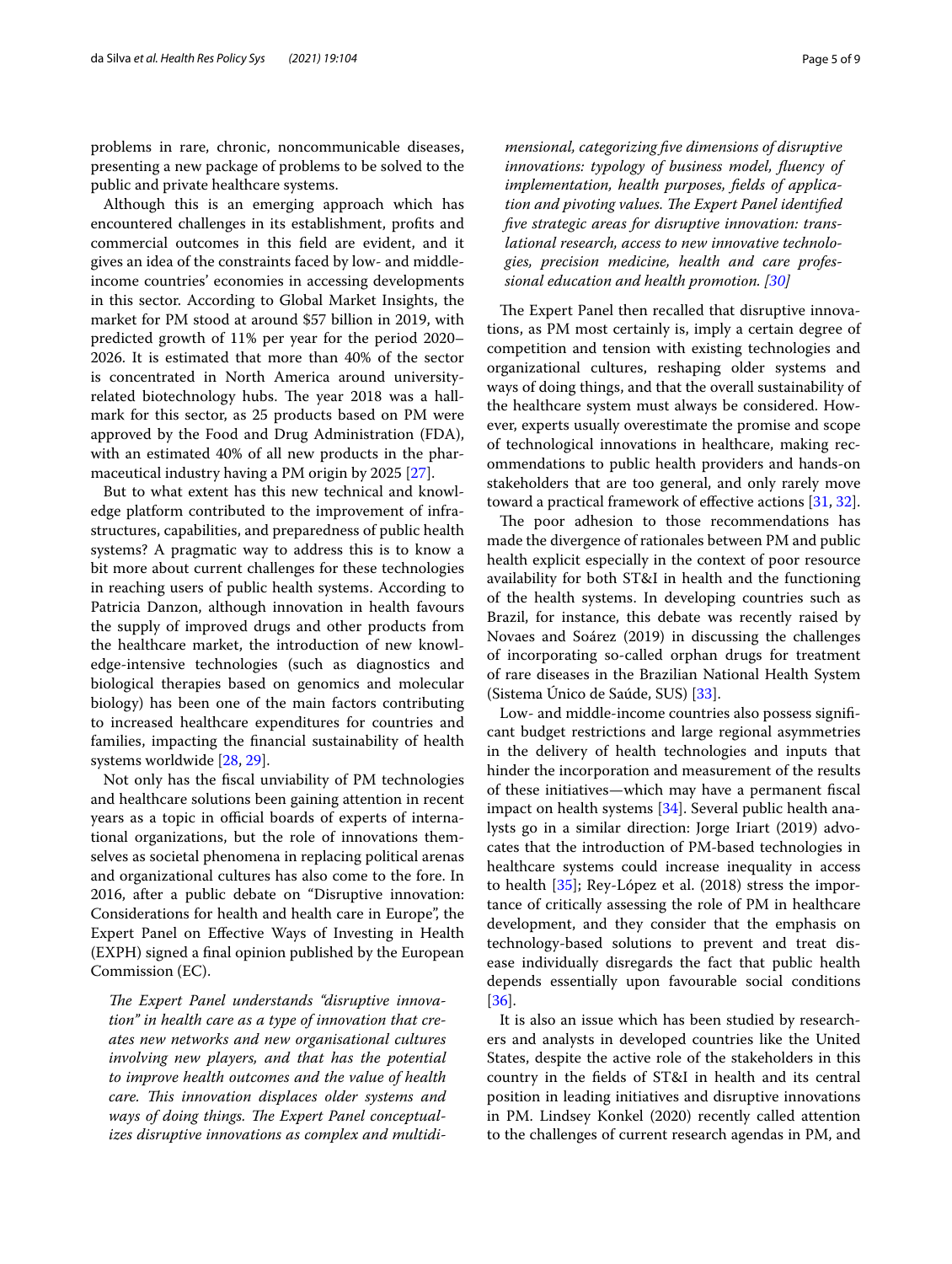problems in rare, chronic, noncommunicable diseases, presenting a new package of problems to be solved to the public and private healthcare systems.

Although this is an emerging approach which has encountered challenges in its establishment, profits and commercial outcomes in this field are evident, and it gives an idea of the constraints faced by low- and middle-income countries' economies in accessing developments in this sector. According to Global Market Insights, the market for PM stood at around $57 billion in 2019, with predicted growth of 11% per year for the period 2020–2026. It is estimated that more than 40% of the sector is concentrated in North America around university-related biotechnology hubs. The year 2018 was a hallmark for this sector, as 25 products based on PM were approved by the Food and Drug Administration (FDA), with an estimated 40% of all new products in the pharmaceutical industry having a PM origin by 2025 [27].

But to what extent has this new technical and knowledge platform contributed to the improvement of infrastructures, capabilities, and preparedness of public health systems? A pragmatic way to address this is to know a bit more about current challenges for these technologies in reaching users of public health systems. According to Patricia Danzon, although innovation in health favours the supply of improved drugs and other products from the healthcare market, the introduction of new knowledge-intensive technologies (such as diagnostics and biological therapies based on genomics and molecular biology) has been one of the main factors contributing to increased healthcare expenditures for countries and families, impacting the financial sustainability of health systems worldwide [28, 29].

Not only has the fiscal unviability of PM technologies and healthcare solutions been gaining attention in recent years as a topic in official boards of experts of international organizations, but the role of innovations themselves as societal phenomena in replacing political arenas and organizational cultures has also come to the fore. In 2016, after a public debate on "Disruptive innovation: Considerations for health and health care in Europe", the Expert Panel on Effective Ways of Investing in Health (EXPH) signed a final opinion published by the European Commission (EC).

> *The Expert Panel understands "disruptive innovation" in health care as a type of innovation that creates new networks and new organisational cultures involving new players, and that has the potential to improve health outcomes and the value of health care. This innovation displaces older systems and ways of doing things. The Expert Panel conceptualizes disruptive innovations as complex and multidimensional, categorizing five dimensions of disruptive innovations: typology of business model, fluency of implementation, health purposes, fields of application and pivoting values. The Expert Panel identified five strategic areas for disruptive innovation: translational research, access to new innovative technologies, precision medicine, health and care professional education and health promotion. [30]*

The Expert Panel then recalled that disruptive innovations, as PM most certainly is, imply a certain degree of competition and tension with existing technologies and organizational cultures, reshaping older systems and ways of doing things, and that the overall sustainability of the healthcare system must always be considered. However, experts usually overestimate the promise and scope of technological innovations in healthcare, making recommendations to public health providers and hands-on stakeholders that are too general, and only rarely move toward a practical framework of effective actions [31, 32].

The poor adhesion to those recommendations has made the divergence of rationales between PM and public health explicit especially in the context of poor resource availability for both ST&I in health and the functioning of the health systems. In developing countries such as Brazil, for instance, this debate was recently raised by Novaes and Soárez (2019) in discussing the challenges of incorporating so-called orphan drugs for treatment of rare diseases in the Brazilian National Health System (Sistema Único de Saúde, SUS) [33].

Low- and middle-income countries also possess significant budget restrictions and large regional asymmetries in the delivery of health technologies and inputs that hinder the incorporation and measurement of the results of these initiatives—which may have a permanent fiscal impact on health systems [34]. Several public health analysts go in a similar direction: Jorge Iriart (2019) advocates that the introduction of PM-based technologies in healthcare systems could increase inequality in access to health [35]; Rey-López et al. (2018) stress the importance of critically assessing the role of PM in healthcare development, and they consider that the emphasis on technology-based solutions to prevent and treat disease individually disregards the fact that public health depends essentially upon favourable social conditions [36].

It is also an issue which has been studied by researchers and analysts in developed countries like the United States, despite the active role of the stakeholders in this country in the fields of ST&I in health and its central position in leading initiatives and disruptive innovations in PM. Lindsey Konkel (2020) recently called attention to the challenges of current research agendas in PM, and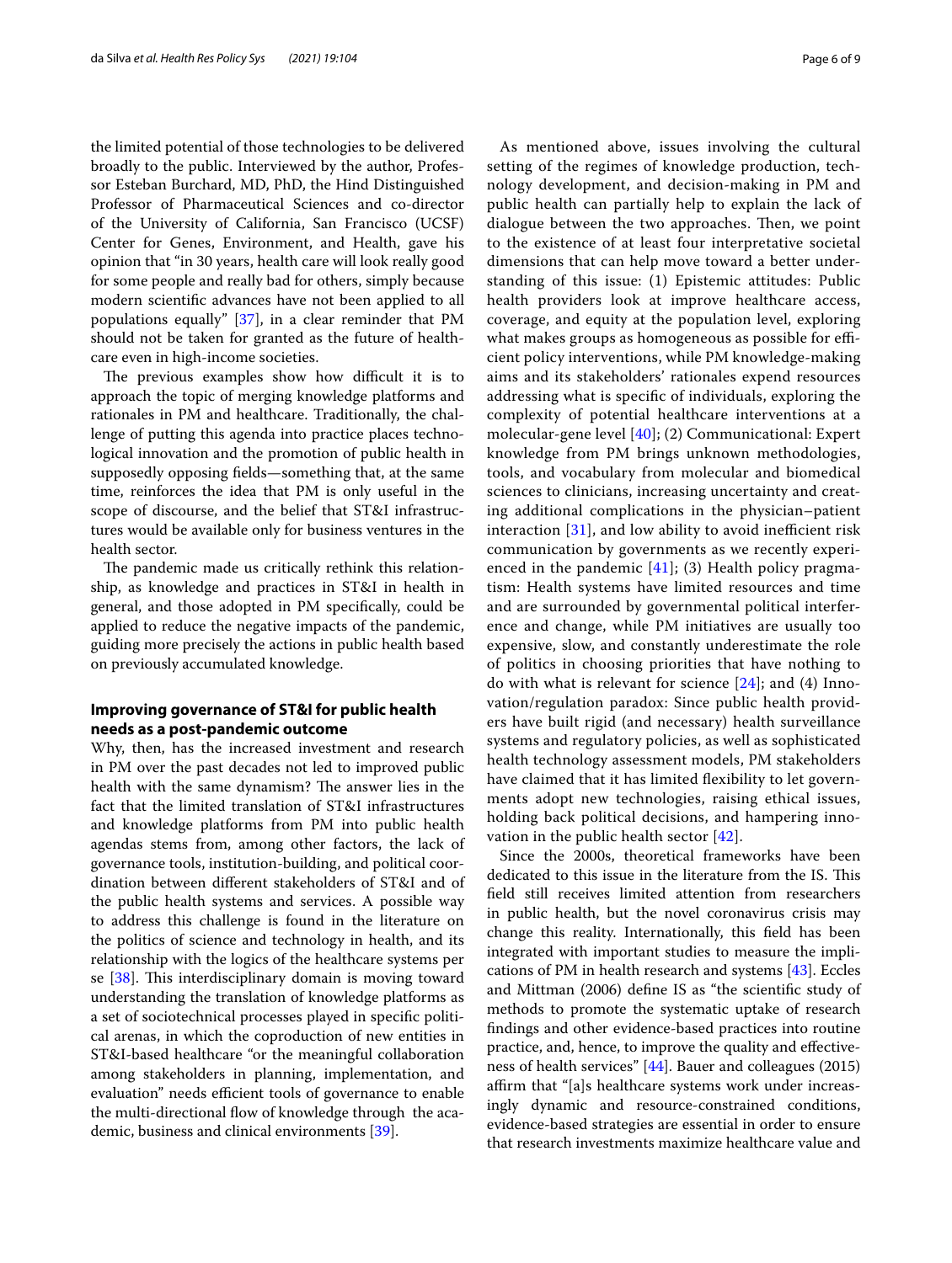the limited potential of those technologies to be delivered broadly to the public. Interviewed by the author, Professor Esteban Burchard, MD, PhD, the Hind Distinguished Professor of Pharmaceutical Sciences and co-director of the University of California, San Francisco (UCSF) Center for Genes, Environment, and Health, gave his opinion that "in 30 years, health care will look really good for some people and really bad for others, simply because modern scientific advances have not been applied to all populations equally" [37], in a clear reminder that PM should not be taken for granted as the future of healthcare even in high-income societies.

The previous examples show how difficult it is to approach the topic of merging knowledge platforms and rationales in PM and healthcare. Traditionally, the challenge of putting this agenda into practice places technological innovation and the promotion of public health in supposedly opposing fields—something that, at the same time, reinforces the idea that PM is only useful in the scope of discourse, and the belief that ST&I infrastructures would be available only for business ventures in the health sector.

The pandemic made us critically rethink this relationship, as knowledge and practices in ST&I in health in general, and those adopted in PM specifically, could be applied to reduce the negative impacts of the pandemic, guiding more precisely the actions in public health based on previously accumulated knowledge.

## Improving governance of ST&I for public health needs as a post-pandemic outcome

Why, then, has the increased investment and research in PM over the past decades not led to improved public health with the same dynamism? The answer lies in the fact that the limited translation of ST&I infrastructures and knowledge platforms from PM into public health agendas stems from, among other factors, the lack of governance tools, institution-building, and political coordination between different stakeholders of ST&I and of the public health systems and services. A possible way to address this challenge is found in the literature on the politics of science and technology in health, and its relationship with the logics of the healthcare systems per se [38]. This interdisciplinary domain is moving toward understanding the translation of knowledge platforms as a set of sociotechnical processes played in specific political arenas, in which the coproduction of new entities in ST&I-based healthcare "or the meaningful collaboration among stakeholders in planning, implementation, and evaluation" needs efficient tools of governance to enable the multi-directional flow of knowledge through the academic, business and clinical environments [39].

As mentioned above, issues involving the cultural setting of the regimes of knowledge production, technology development, and decision-making in PM and public health can partially help to explain the lack of dialogue between the two approaches. Then, we point to the existence of at least four interpretative societal dimensions that can help move toward a better understanding of this issue: (1) Epistemic attitudes: Public health providers look at improve healthcare access, coverage, and equity at the population level, exploring what makes groups as homogeneous as possible for efficient policy interventions, while PM knowledge-making aims and its stakeholders' rationales expend resources addressing what is specific of individuals, exploring the complexity of potential healthcare interventions at a molecular-gene level [40]; (2) Communicational: Expert knowledge from PM brings unknown methodologies, tools, and vocabulary from molecular and biomedical sciences to clinicians, increasing uncertainty and creating additional complications in the physician–patient interaction [31], and low ability to avoid inefficient risk communication by governments as we recently experienced in the pandemic [41]; (3) Health policy pragmatism: Health systems have limited resources and time and are surrounded by governmental political interference and change, while PM initiatives are usually too expensive, slow, and constantly underestimate the role of politics in choosing priorities that have nothing to do with what is relevant for science [24]; and (4) Innovation/regulation paradox: Since public health providers have built rigid (and necessary) health surveillance systems and regulatory policies, as well as sophisticated health technology assessment models, PM stakeholders have claimed that it has limited flexibility to let governments adopt new technologies, raising ethical issues, holding back political decisions, and hampering innovation in the public health sector [42].

Since the 2000s, theoretical frameworks have been dedicated to this issue in the literature from the IS. This field still receives limited attention from researchers in public health, but the novel coronavirus crisis may change this reality. Internationally, this field has been integrated with important studies to measure the implications of PM in health research and systems [43]. Eccles and Mittman (2006) define IS as "the scientific study of methods to promote the systematic uptake of research findings and other evidence-based practices into routine practice, and, hence, to improve the quality and effectiveness of health services" [44]. Bauer and colleagues (2015) affirm that "[a]s healthcare systems work under increasingly dynamic and resource-constrained conditions, evidence-based strategies are essential in order to ensure that research investments maximize healthcare value and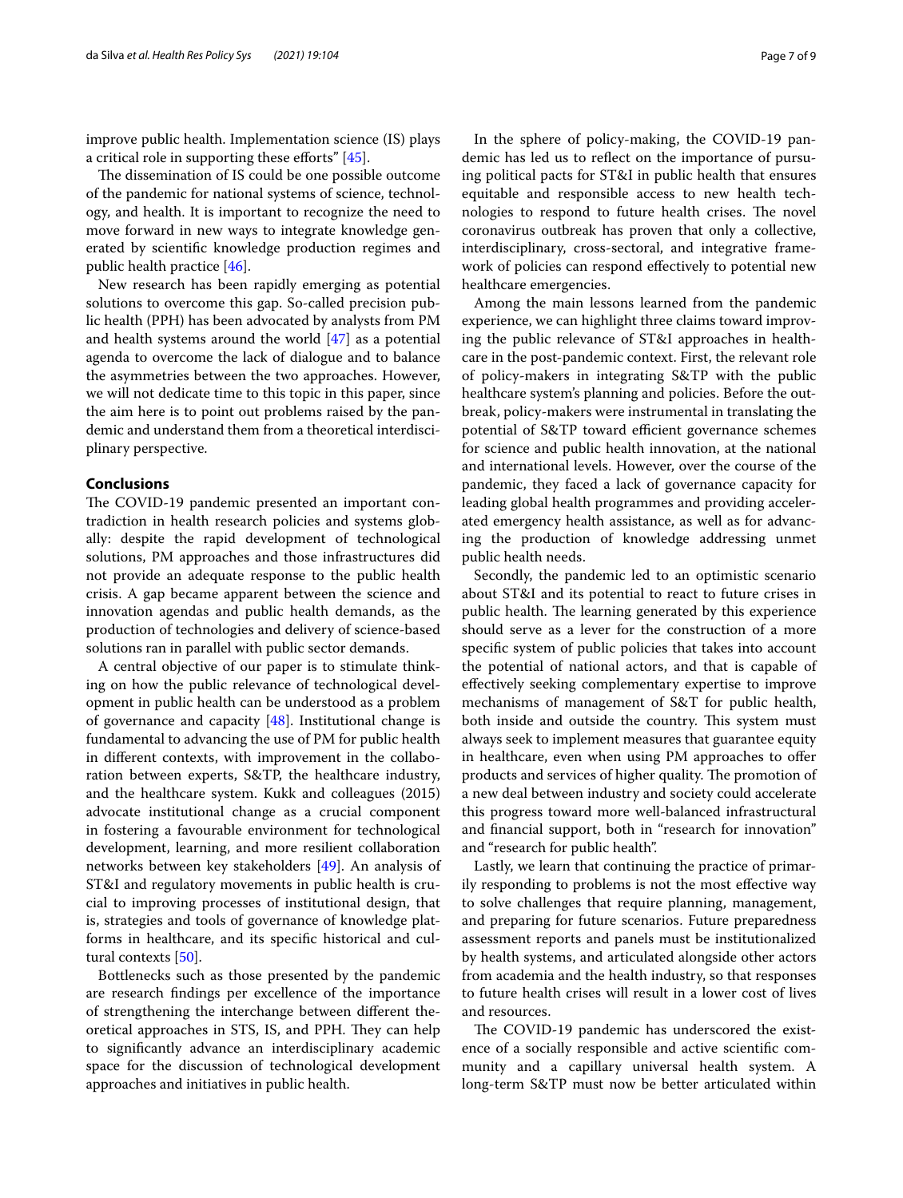improve public health. Implementation science (IS) plays a critical role in supporting these efforts" [45].

The dissemination of IS could be one possible outcome of the pandemic for national systems of science, technology, and health. It is important to recognize the need to move forward in new ways to integrate knowledge generated by scientific knowledge production regimes and public health practice [46].

New research has been rapidly emerging as potential solutions to overcome this gap. So-called precision public health (PPH) has been advocated by analysts from PM and health systems around the world [47] as a potential agenda to overcome the lack of dialogue and to balance the asymmetries between the two approaches. However, we will not dedicate time to this topic in this paper, since the aim here is to point out problems raised by the pandemic and understand them from a theoretical interdisciplinary perspective.

## Conclusions

The COVID-19 pandemic presented an important contradiction in health research policies and systems globally: despite the rapid development of technological solutions, PM approaches and those infrastructures did not provide an adequate response to the public health crisis. A gap became apparent between the science and innovation agendas and public health demands, as the production of technologies and delivery of science-based solutions ran in parallel with public sector demands.

A central objective of our paper is to stimulate thinking on how the public relevance of technological development in public health can be understood as a problem of governance and capacity [48]. Institutional change is fundamental to advancing the use of PM for public health in different contexts, with improvement in the collaboration between experts, S&TP, the healthcare industry, and the healthcare system. Kukk and colleagues (2015) advocate institutional change as a crucial component in fostering a favourable environment for technological development, learning, and more resilient collaboration networks between key stakeholders [49]. An analysis of ST&I and regulatory movements in public health is crucial to improving processes of institutional design, that is, strategies and tools of governance of knowledge platforms in healthcare, and its specific historical and cultural contexts [50].

Bottlenecks such as those presented by the pandemic are research findings per excellence of the importance of strengthening the interchange between different theoretical approaches in STS, IS, and PPH. They can help to significantly advance an interdisciplinary academic space for the discussion of technological development approaches and initiatives in public health.

In the sphere of policy-making, the COVID-19 pandemic has led us to reflect on the importance of pursuing political pacts for ST&I in public health that ensures equitable and responsible access to new health technologies to respond to future health crises. The novel coronavirus outbreak has proven that only a collective, interdisciplinary, cross-sectoral, and integrative framework of policies can respond effectively to potential new healthcare emergencies.

Among the main lessons learned from the pandemic experience, we can highlight three claims toward improving the public relevance of ST&I approaches in healthcare in the post-pandemic context. First, the relevant role of policy-makers in integrating S&TP with the public healthcare system's planning and policies. Before the outbreak, policy-makers were instrumental in translating the potential of S&TP toward efficient governance schemes for science and public health innovation, at the national and international levels. However, over the course of the pandemic, they faced a lack of governance capacity for leading global health programmes and providing accelerated emergency health assistance, as well as for advancing the production of knowledge addressing unmet public health needs.

Secondly, the pandemic led to an optimistic scenario about ST&I and its potential to react to future crises in public health. The learning generated by this experience should serve as a lever for the construction of a more specific system of public policies that takes into account the potential of national actors, and that is capable of effectively seeking complementary expertise to improve mechanisms of management of S&T for public health, both inside and outside the country. This system must always seek to implement measures that guarantee equity in healthcare, even when using PM approaches to offer products and services of higher quality. The promotion of a new deal between industry and society could accelerate this progress toward more well-balanced infrastructural and financial support, both in "research for innovation" and "research for public health".

Lastly, we learn that continuing the practice of primarily responding to problems is not the most effective way to solve challenges that require planning, management, and preparing for future scenarios. Future preparedness assessment reports and panels must be institutionalized by health systems, and articulated alongside other actors from academia and the health industry, so that responses to future health crises will result in a lower cost of lives and resources.

The COVID-19 pandemic has underscored the existence of a socially responsible and active scientific community and a capillary universal health system. A long-term S&TP must now be better articulated within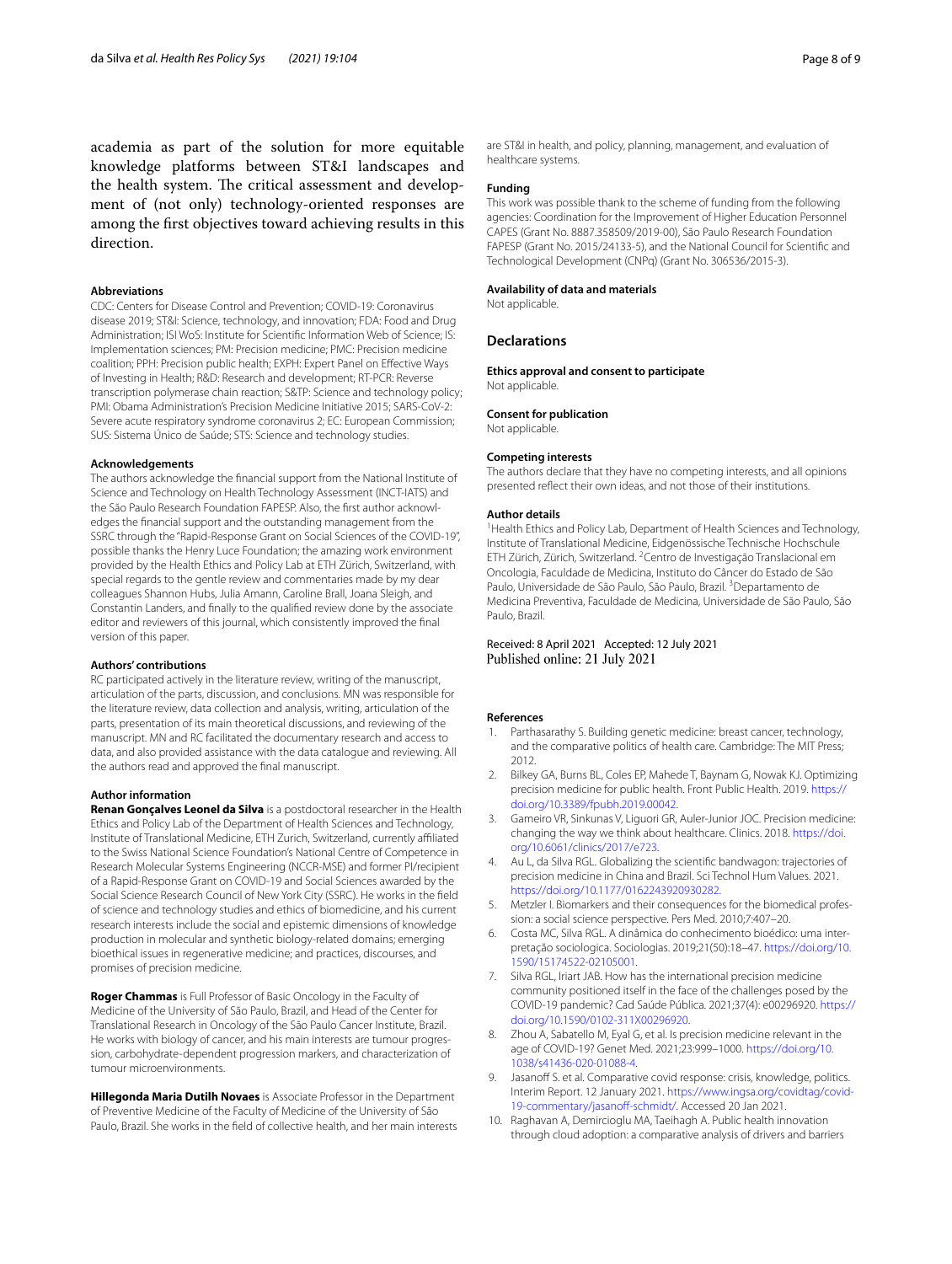academia as part of the solution for more equitable knowledge platforms between ST&I landscapes and the health system. The critical assessment and development of (not only) technology-oriented responses are among the first objectives toward achieving results in this direction.

### Abbreviations

CDC: Centers for Disease Control and Prevention; COVID-19: Coronavirus disease 2019; ST&I: Science, technology, and innovation; FDA: Food and Drug Administration; ISI WoS: Institute for Scientific Information Web of Science; IS: Implementation sciences; PM: Precision medicine; PMC: Precision medicine coalition; PPH: Precision public health; EXPH: Expert Panel on Effective Ways of Investing in Health; R&D: Research and development; RT-PCR: Reverse transcription polymerase chain reaction; S&TP: Science and technology policy; PMI: Obama Administration's Precision Medicine Initiative 2015; SARS-CoV-2: Severe acute respiratory syndrome coronavirus 2; EC: European Commission; SUS: Sistema Único de Saúde; STS: Science and technology studies.

### Acknowledgements

The authors acknowledge the financial support from the National Institute of Science and Technology on Health Technology Assessment (INCT-IATS) and the São Paulo Research Foundation FAPESP. Also, the first author acknowledges the financial support and the outstanding management from the SSRC through the "Rapid-Response Grant on Social Sciences of the COVID-19", possible thanks the Henry Luce Foundation; the amazing work environment provided by the Health Ethics and Policy Lab at ETH Zürich, Switzerland, with special regards to the gentle review and commentaries made by my dear colleagues Shannon Hubs, Julia Amann, Caroline Brall, Joana Sleigh, and Constantin Landers, and finally to the qualified review done by the associate editor and reviewers of this journal, which consistently improved the final version of this paper.

### Authors' contributions

RC participated actively in the literature review, writing of the manuscript, articulation of the parts, discussion, and conclusions. MN was responsible for the literature review, data collection and analysis, writing, articulation of the parts, presentation of its main theoretical discussions, and reviewing of the manuscript. MN and RC facilitated the documentary research and access to data, and also provided assistance with the data catalogue and reviewing. All the authors read and approved the final manuscript.

### Author information

**Renan Gonçalves Leonel da Silva** is a postdoctoral researcher in the Health Ethics and Policy Lab of the Department of Health Sciences and Technology, Institute of Translational Medicine, ETH Zurich, Switzerland, currently affiliated to the Swiss National Science Foundation's National Centre of Competence in Research Molecular Systems Engineering (NCCR-MSE) and former PI/recipient of a Rapid-Response Grant on COVID-19 and Social Sciences awarded by the Social Science Research Council of New York City (SSRC). He works in the field of science and technology studies and ethics of biomedicine, and his current research interests include the social and epistemic dimensions of knowledge production in molecular and synthetic biology-related domains; emerging bioethical issues in regenerative medicine; and practices, discourses, and promises of precision medicine.

**Roger Chammas** is Full Professor of Basic Oncology in the Faculty of Medicine of the University of São Paulo, Brazil, and Head of the Center for Translational Research in Oncology of the São Paulo Cancer Institute, Brazil. He works with biology of cancer, and his main interests are tumour progression, carbohydrate-dependent progression markers, and characterization of tumour microenvironments.

**Hillegonda Maria Dutilh Novaes** is Associate Professor in the Department of Preventive Medicine of the Faculty of Medicine of the University of São Paulo, Brazil. She works in the field of collective health, and her main interests are ST&I in health, and policy, planning, management, and evaluation of healthcare systems.

### Funding

This work was possible thank to the scheme of funding from the following agencies: Coordination for the Improvement of Higher Education Personnel CAPES (Grant No. 8887.358509/2019-00), São Paulo Research Foundation FAPESP (Grant No. 2015/24133-5), and the National Council for Scientific and Technological Development (CNPq) (Grant No. 306536/2015-3).

### Availability of data and materials

Not applicable.

## Declarations

### Ethics approval and consent to participate

Not applicable.

### Consent for publication

Not applicable.

### Competing interests

The authors declare that they have no competing interests, and all opinions presented reflect their own ideas, and not those of their institutions.

### Author details

[1]Health Ethics and Policy Lab, Department of Health Sciences and Technology, Institute of Translational Medicine, Eidgenössische Technische Hochschule ETH Zürich, Zürich, Switzerland. [2]Centro de Investigação Translacional em Oncologia, Faculdade de Medicina, Instituto do Câncer do Estado de São Paulo, Universidade de São Paulo, São Paulo, Brazil. [3]Departamento de Medicina Preventiva, Faculdade de Medicina, Universidade de São Paulo, São Paulo, Brazil.

Received: 8 April 2021 Accepted: 12 July 2021
Published online: 21 July 2021

### References

1. Parthasarathy S. Building genetic medicine: breast cancer, technology, and the comparative politics of health care. Cambridge: The MIT Press; 2012.
2. Bilkey GA, Burns BL, Coles EP, Mahede T, Baynam G, Nowak KJ. Optimizing precision medicine for public health. Front Public Health. 2019. https://doi.org/10.3389/fpubh.2019.00042.
3. Gameiro VR, Sinkunas V, Liguori GR, Auler-Junior JOC. Precision medicine: changing the way we think about healthcare. Clinics. 2018. https://doi.org/10.6061/clinics/2017/e723.
4. Au L, da Silva RGL. Globalizing the scientific bandwagon: trajectories of precision medicine in China and Brazil. Sci Technol Hum Values. 2021. https://doi.org/10.1177/0162243920930282.
5. Metzler I. Biomarkers and their consequences for the biomedical profession: a social science perspective. Pers Med. 2010;7:407–20.
6. Costa MC, Silva RGL. A dinâmica do conhecimento bioédico: uma interpretação sociologica. Sociologias. 2019;21(50):18–47. https://doi.org/10.1590/15174522-02105001.
7. Silva RGL, Iriart JAB. How has the international precision medicine community positioned itself in the face of the challenges posed by the COVID-19 pandemic? Cad Saúde Pública. 2021;37(4): e00296920. https://doi.org/10.1590/0102-311X00296920.
8. Zhou A, Sabatello M, Eyal G, et al. Is precision medicine relevant in the age of COVID-19? Genet Med. 2021;23:999–1000. https://doi.org/10.1038/s41436-020-01088-4.
9. Jasanoff S. et al. Comparative covid response: crisis, knowledge, politics. Interim Report. 12 January 2021. https://www.ingsa.org/covidtag/covid-19-commentary/jasanoff-schmidt/. Accessed 20 Jan 2021.
10. Raghavan A, Demircioglu MA, Taeihagh A. Public health innovation through cloud adoption: a comparative analysis of drivers and barriers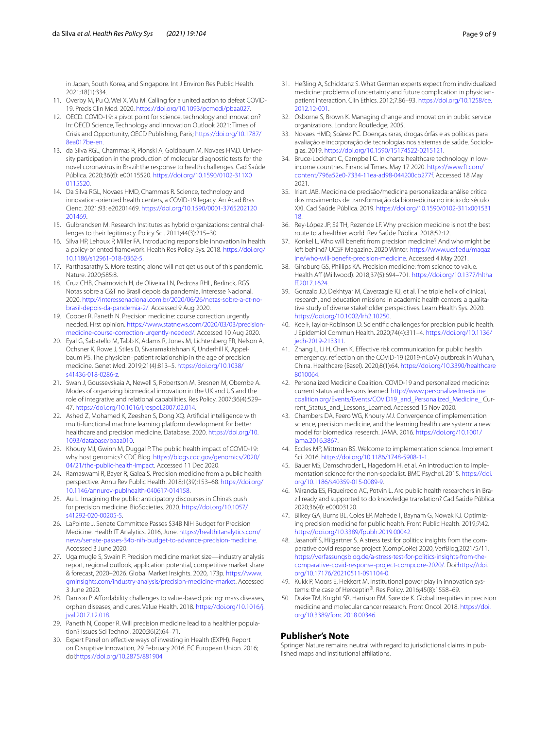in Japan, South Korea, and Singapore. Int J Environ Res Public Health. 2021;18(1):334.

11. Overby M, Pu Q, Wei X, Wu M. Calling for a united action to defeat COVID-19. Precis Clin Med. 2020. https://doi.org/10.1093/pcmedi/pbaa027.
12. OECD. COVID-19: a pivot point for science, technology and innovation? In: OECD Science, Technology and Innovation Outlook 2021: Times of Crisis and Opportunity, OECD Publishing, Paris; https://doi.org/10.1787/8ea017be-en.
13. da Silva RGL, Chammas R, Plonski A, Goldbaum M, Novaes HMD. University participation in the production of molecular diagnostic tests for the novel coronavirus in Brazil: the response to health challenges. Cad Saúde Pública. 2020;36(6): e00115520. https://doi.org/10.1590/0102-311X00115520.
14. Da Silva RGL, Novaes HMD, Chammas R. Science, technology and innovation-oriented health centers, a COVID-19 legacy. An Acad Bras Cienc. 2021;93: e20201469. https://doi.org/10.1590/0001-3765202120201469.
15. Gulbrandsen M. Research Institutes as hybrid organizations: central challenges to their legitimacy. Policy Sci. 2011;44(3):215–30.
16. Silva HP, Lehoux P, Miller FA. Introducing responsible innovation in health: a policy-oriented framework. Health Res Policy Sys. 2018. https://doi.org/10.1186/s12961-018-0362-5.
17. Parthasarathy S. More testing alone will not get us out of this pandemic. Nature. 2020;585:8.
18. Cruz CHB, Chaimovich H, de Oliveira LN, Pedrosa RHL, Berlinck, RGS. Notas sobre a C&T no Brasil depois da pandemia. Interesse Nacional. 2020. http://interessenacional.com.br/2020/06/26/notas-sobre-a-ct-no-brasil-depois-da-pandemia-2/. Accessed 9 Aug 2020.
19. Cooper R, Paneth N. Precision medicine: course correction urgently needed. First opinion. https://www.statnews.com/2020/03/03/precision-medicine-course-correction-urgently-needed/. Accessed 10 Aug 2020.
20. Eyal G, Sabatello M, Tabb K, Adams R, Jones M, Lichtenberg FR, Nelson A, Ochsner K, Rowe J, Stiles D, Sivaramakrishnan K, Underhill K, Appelbaum PS. The physician–patient relationship in the age of precision medicine. Genet Med. 2019;21(4):813–5. https://doi.org/10.1038/s41436-018-0286-z.
21. Swan J, Goussevskaia A, Newell S, Robertson M, Bresnen M, Obembe A. Modes of organizing biomedical innovation in the UK and US and the role of integrative and relational capabilities. Res Policy. 2007;36(4):529–47. https://doi.org/10.1016/j.respol.2007.02.014.
22. Ashed Z, Mohamed K, Zeeshan S, Dong XQ. Artificial intelligence with multi-functional machine learning platform development for better healthcare and precision medicine. Database. 2020. https://doi.org/10.1093/database/baaa010.
23. Khoury MJ, Gwinn M, Duggal P. The public health impact of COVID-19: why host genomics? CDC Blog. https://blogs.cdc.gov/genomics/2020/04/21/the-public-health-impact. Accessed 11 Dec 2020.
24. Ramaswami R, Bayer R, Galea S. Precision medicine from a public health perspective. Annu Rev Public Health. 2018;1(39):153–68. https://doi.org/10.1146/annurev-publhealth-040617-014158.
25. Au L. Imagining the public: anticipatory discourses in China's push for precision medicine. BioSocieties. 2020. https://doi.org/10.1057/s41292-020-00205-5.
26. LaPointe J. Senate Committee Passes $34B NIH Budget for Precision Medicine. Health IT Analytics. 2016, June. https://healthitanalytics.com/news/senate-passes-34b-nih-budget-to-advance-precision-medicine. Accessed 3 June 2020.
27. Ugalmugle S, Swain P. Precision medicine market size—industry analysis report, regional outlook, application potential, competitive market share & forecast, 2020–2026. Global Market Insights. 2020, 173p. https://www.gminsights.com/industry-analysis/precision-medicine-market. Accessed 3 June 2020.
28. Danzon P. Affordability challenges to value-based pricing: mass diseases, orphan diseases, and cures. Value Health. 2018. https://doi.org/10.1016/j.jval.2017.12.018.
29. Paneth N, Cooper R. Will precision medicine lead to a healthier population? Issues Sci Technol. 2020;36(2):64–71.
30. Expert Panel on effective ways of investing in Health (EXPH). Report on Disruptive Innovation, 29 February 2016. EC European Union. 2016; doi:https://doi.org/10.2875/881904
31. Heßling A, Schicktanz S. What German experts expect from individualized medicine: problems of uncertainty and future complication in physician-patient interaction. Clin Ethics. 2012;7:86–93. https://doi.org/10.1258/ce.2012.12-001.
32. Osborne S, Brown K. Managing change and innovation in public service organizations. London: Routledge; 2005.
33. Novaes HMD, Soàrez PC. Doenças raras, drogas órfãs e as políticas para avaliação e incorporação de tecnologias nos sistemas de saúde. Sociologias. 2019. https://doi.org/10.1590/15174522-0215121.
34. Bruce-Lockhart C, Campbell C. In charts: healthcare technology in low-income countries. Financial Times. May 17 2020. https://www.ft.com/content/796a52e0-7334-11ea-ad98-044200cb277f. Accessed 18 May 2021.
35. Iriart JAB. Medicina de precisão/medicina personalizada: análise crítica dos movimentos de transformação da biomedicina no início do século XXI. Cad Saúde Pública. 2019. https://doi.org/10.1590/0102-311x00153118.
36. Rey-López JP, Sá TH, Rezende LF. Why precision medicine is not the best route to a healthier world. Rev Saúde Pública. 2018;52:12.
37. Konkel L. Who will benefit from precision medicine? And who might be left behind? UCSF Magazine. 2020 Winter. https://www.ucsf.edu/magazine/who-will-benefit-precision-medicine. Accessed 4 May 2021.
38. Ginsburg GS, Phillips KA. Precision medicine: from science to value. Health Aff (Millwood). 2018;37(5):694–701. https://doi.org/10.1377/hlthaff.2017.1624.
39. Gonzalo JD, Dekhtyar M, Caverzagie KJ, et al. The triple helix of clinical, research, and education missions in academic health centers: a qualitative study of diverse stakeholder perspectives. Learn Health Sys. 2020. https://doi.org/10.1002/lrh2.10250.
40. Kee F, Taylor-Robinson D. Scientific challenges for precision public health. J Epidemiol Commun Health. 2020;74(4):311–4. https://doi.org/10.1136/jech-2019-213311.
41. Zhang L, Li H, Chen K. Effective risk communication for public health emergency: reflection on the COVID-19 (2019-nCoV) outbreak in Wuhan, China. Healthcare (Basel). 2020;8(1):64. https://doi.org/10.3390/healthcare8010064.
42. Personalized Medicine Coalition. COVID-19 and personalized medicine: current status and lessons learned. http://www.personalizedmedicinecoalition.org/Events/Events/COVID19_and_Personalized_Medicine_Current_Status_and_Lessons_Learned. Accessed 15 Nov 2020.
43. Chambers DA, Feero WG, Khoury MJ. Convergence of implementation science, precision medicine, and the learning health care system: a new model for biomedical research. JAMA. 2016. https://doi.org/10.1001/jama.2016.3867.
44. Eccles MP, Mittman BS. Welcome to implementation science. Implement Sci. 2016. https://doi.org/10.1186/1748-5908-1-1.
45. Bauer MS, Damschroder L, Hagedorn H, et al. An introduction to implementation science for the non-specialist. BMC Psychol. 2015. https://doi.org/10.1186/s40359-015-0089-9.
46. Miranda ES, Figueiredo AC, Potvin L. Are public health researchers in Brazil ready and supported to do knowledge translation? Cad Saúde Pública. 2020;36(4): e00003120.
47. Bilkey GA, Burns BL, Coles EP, Mahede T, Baynam G, Nowak KJ. Optimizing precision medicine for public health. Front Public Health. 2019;7:42. https://doi.org/10.3389/fpubh.2019.00042.
48. Jasanoff S, Hilgartner S. A stress test for politics: insights from the comparative covid response project (CompCoRe) 2020, VerfBlog,2021/5/11, https://verfassungsblog.de/a-stress-test-for-politics-insights-from-the-comparative-covid-response-project-compcore-2020/. Doi:https://doi.org/10.17176/20210511-091104-0.
49. Kukk P, Moors E, Hekkert M. Institutional power play in innovation systems: the case of Herceptin®. Res Policy. 2016;45(8):1558–69.
50. Drake TM, Knight SR, Harrison EM, Søreide K. Global inequities in precision medicine and molecular cancer research. Front Oncol. 2018. https://doi.org/10.3389/fonc.2018.00346.

## Publisher's Note

Springer Nature remains neutral with regard to jurisdictional claims in published maps and institutional affiliations.